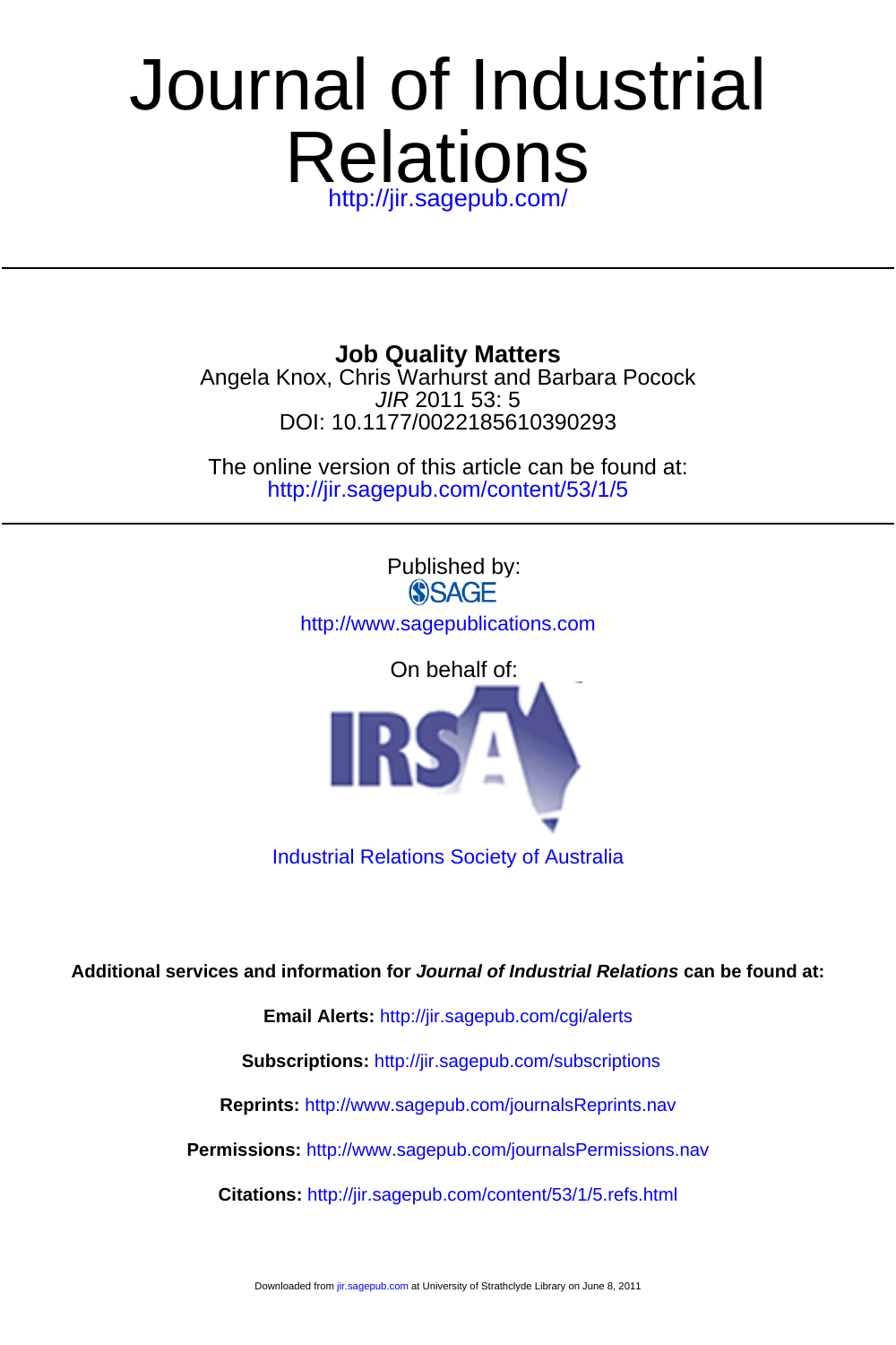# Journal of Industrial Relations

http://jir.sagepub.com/

**Job Quality Matters**

Angela Knox, Chris Warhurst and Barbara Pocock

*JIR* 2011 53: 5

DOI: 10.1177/0022185610390293

The online version of this article can be found at:

http://jir.sagepub.com/content/53/1/5

Published by:

SAGE

http://www.sagepublications.com

On behalf of:

IRSA

Industrial Relations Society of Australia

**Additional services and information for *Journal of Industrial Relations* can be found at:**

**Email Alerts:** http://jir.sagepub.com/cgi/alerts

**Subscriptions:** http://jir.sagepub.com/subscriptions

**Reprints:** http://www.sagepub.com/journalsReprints.nav

**Permissions:** http://www.sagepub.com/journalsPermissions.nav

**Citations:** http://jir.sagepub.com/content/53/1/5.refs.html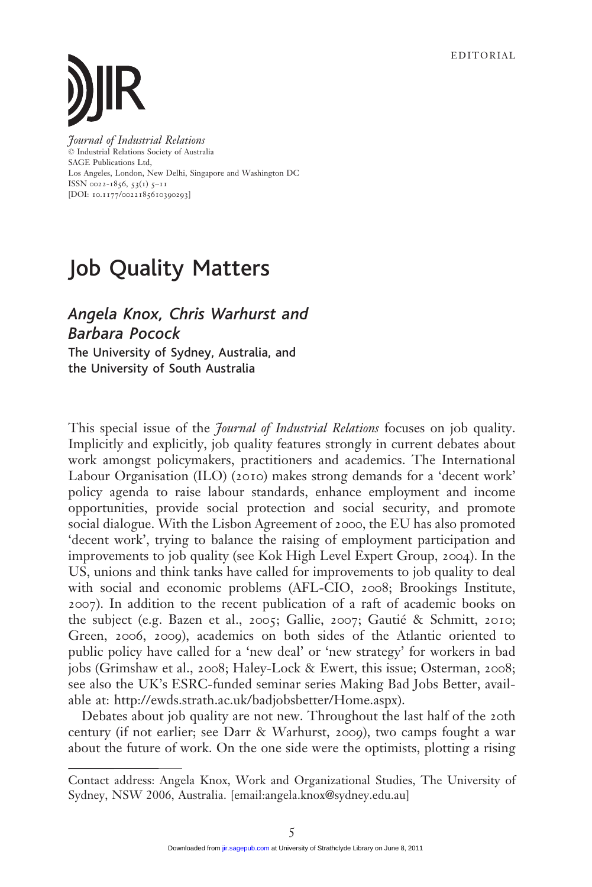EDITORIAL

# Job Quality Matters

## *Angela Knox, Chris Warhurst and Barbara Pocock*

**The University of Sydney, Australia, and the University of South Australia**

This special issue of the *Journal of Industrial Relations* focuses on job quality. Implicitly and explicitly, job quality features strongly in current debates about work amongst policymakers, practitioners and academics. The International Labour Organisation (ILO) (2010) makes strong demands for a 'decent work' policy agenda to raise labour standards, enhance employment and income opportunities, provide social protection and social security, and promote social dialogue. With the Lisbon Agreement of 2000, the EU has also promoted 'decent work', trying to balance the raising of employment participation and improvements to job quality (see Kok High Level Expert Group, 2004). In the US, unions and think tanks have called for improvements to job quality to deal with social and economic problems (AFL-CIO, 2008; Brookings Institute, 2007). In addition to the recent publication of a raft of academic books on the subject (e.g. Bazen et al., 2005; Gallie, 2007; Gautié & Schmitt, 2010; Green, 2006, 2009), academics on both sides of the Atlantic oriented to public policy have called for a 'new deal' or 'new strategy' for workers in bad jobs (Grimshaw et al., 2008; Haley-Lock & Ewert, this issue; Osterman, 2008; see also the UK's ESRC-funded seminar series Making Bad Jobs Better, available at: http://ewds.strath.ac.uk/badjobsbetter/Home.aspx).

Debates about job quality are not new. Throughout the last half of the 20th century (if not earlier; see Darr & Warhurst, 2009), two camps fought a war about the future of work. On the one side were the optimists, plotting a rising

Contact address: Angela Knox, Work and Organizational Studies, The University of Sydney, NSW 2006, Australia. [email:angela.knox@sydney.edu.au]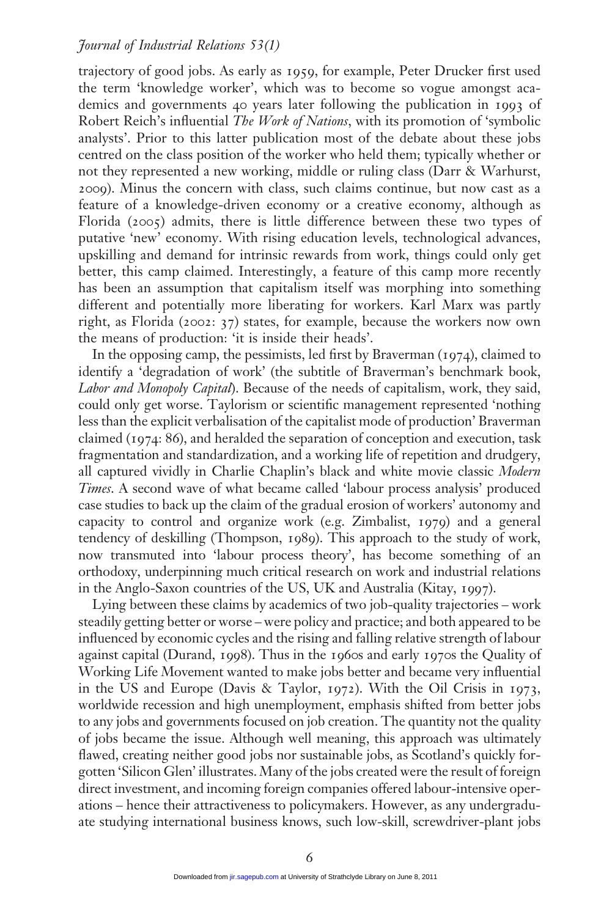trajectory of good jobs. As early as 1959, for example, Peter Drucker first used the term 'knowledge worker', which was to become so vogue amongst academics and governments 40 years later following the publication in 1993 of Robert Reich's influential *The Work of Nations*, with its promotion of 'symbolic analysts'. Prior to this latter publication most of the debate about these jobs centred on the class position of the worker who held them; typically whether or not they represented a new working, middle or ruling class (Darr & Warhurst, 2009). Minus the concern with class, such claims continue, but now cast as a feature of a knowledge-driven economy or a creative economy, although as Florida (2005) admits, there is little difference between these two types of putative 'new' economy. With rising education levels, technological advances, upskilling and demand for intrinsic rewards from work, things could only get better, this camp claimed. Interestingly, a feature of this camp more recently has been an assumption that capitalism itself was morphing into something different and potentially more liberating for workers. Karl Marx was partly right, as Florida (2002: 37) states, for example, because the workers now own the means of production: 'it is inside their heads'.

In the opposing camp, the pessimists, led first by Braverman (1974), claimed to identify a 'degradation of work' (the subtitle of Braverman's benchmark book, *Labor and Monopoly Capital*). Because of the needs of capitalism, work, they said, could only get worse. Taylorism or scientific management represented 'nothing less than the explicit verbalisation of the capitalist mode of production' Braverman claimed (1974: 86), and heralded the separation of conception and execution, task fragmentation and standardization, and a working life of repetition and drudgery, all captured vividly in Charlie Chaplin's black and white movie classic *Modern Times*. A second wave of what became called 'labour process analysis' produced case studies to back up the claim of the gradual erosion of workers' autonomy and capacity to control and organize work (e.g. Zimbalist, 1979) and a general tendency of deskilling (Thompson, 1989). This approach to the study of work, now transmuted into 'labour process theory', has become something of an orthodoxy, underpinning much critical research on work and industrial relations in the Anglo-Saxon countries of the US, UK and Australia (Kitay, 1997).

Lying between these claims by academics of two job-quality trajectories – work steadily getting better or worse – were policy and practice; and both appeared to be influenced by economic cycles and the rising and falling relative strength of labour against capital (Durand, 1998). Thus in the 1960s and early 1970s the Quality of Working Life Movement wanted to make jobs better and became very influential in the US and Europe (Davis & Taylor, 1972). With the Oil Crisis in 1973, worldwide recession and high unemployment, emphasis shifted from better jobs to any jobs and governments focused on job creation. The quantity not the quality of jobs became the issue. Although well meaning, this approach was ultimately flawed, creating neither good jobs nor sustainable jobs, as Scotland's quickly forgotten 'Silicon Glen' illustrates. Many of the jobs created were the result of foreign direct investment, and incoming foreign companies offered labour-intensive operations – hence their attractiveness to policymakers. However, as any undergraduate studying international business knows, such low-skill, screwdriver-plant jobs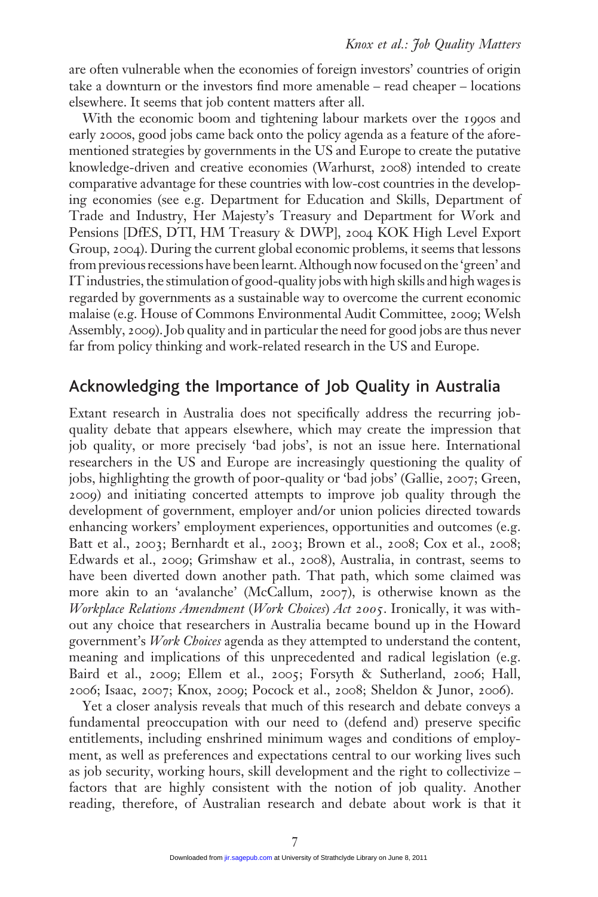are often vulnerable when the economies of foreign investors' countries of origin take a downturn or the investors find more amenable – read cheaper – locations elsewhere. It seems that job content matters after all.

With the economic boom and tightening labour markets over the 1990s and early 2000s, good jobs came back onto the policy agenda as a feature of the aforementioned strategies by governments in the US and Europe to create the putative knowledge-driven and creative economies (Warhurst, 2008) intended to create comparative advantage for these countries with low-cost countries in the developing economies (see e.g. Department for Education and Skills, Department of Trade and Industry, Her Majesty's Treasury and Department for Work and Pensions [DfES, DTI, HM Treasury & DWP], 2004 KOK High Level Export Group, 2004). During the current global economic problems, it seems that lessons from previous recessions have been learnt. Although now focused on the 'green' and IT industries, the stimulation of good-quality jobs with high skills and high wages is regarded by governments as a sustainable way to overcome the current economic malaise (e.g. House of Commons Environmental Audit Committee, 2009; Welsh Assembly, 2009). Job quality and in particular the need for good jobs are thus never far from policy thinking and work-related research in the US and Europe.

## Acknowledging the Importance of Job Quality in Australia

Extant research in Australia does not specifically address the recurring job-quality debate that appears elsewhere, which may create the impression that job quality, or more precisely 'bad jobs', is not an issue here. International researchers in the US and Europe are increasingly questioning the quality of jobs, highlighting the growth of poor-quality or 'bad jobs' (Gallie, 2007; Green, 2009) and initiating concerted attempts to improve job quality through the development of government, employer and/or union policies directed towards enhancing workers' employment experiences, opportunities and outcomes (e.g. Batt et al., 2003; Bernhardt et al., 2003; Brown et al., 2008; Cox et al., 2008; Edwards et al., 2009; Grimshaw et al., 2008), Australia, in contrast, seems to have been diverted down another path. That path, which some claimed was more akin to an 'avalanche' (McCallum, 2007), is otherwise known as the *Workplace Relations Amendment (Work Choices) Act 2005*. Ironically, it was without any choice that researchers in Australia became bound up in the Howard government's *Work Choices* agenda as they attempted to understand the content, meaning and implications of this unprecedented and radical legislation (e.g. Baird et al., 2009; Ellem et al., 2005; Forsyth & Sutherland, 2006; Hall, 2006; Isaac, 2007; Knox, 2009; Pocock et al., 2008; Sheldon & Junor, 2006).

Yet a closer analysis reveals that much of this research and debate conveys a fundamental preoccupation with our need to (defend and) preserve specific entitlements, including enshrined minimum wages and conditions of employment, as well as preferences and expectations central to our working lives such as job security, working hours, skill development and the right to collectivize – factors that are highly consistent with the notion of job quality. Another reading, therefore, of Australian research and debate about work is that it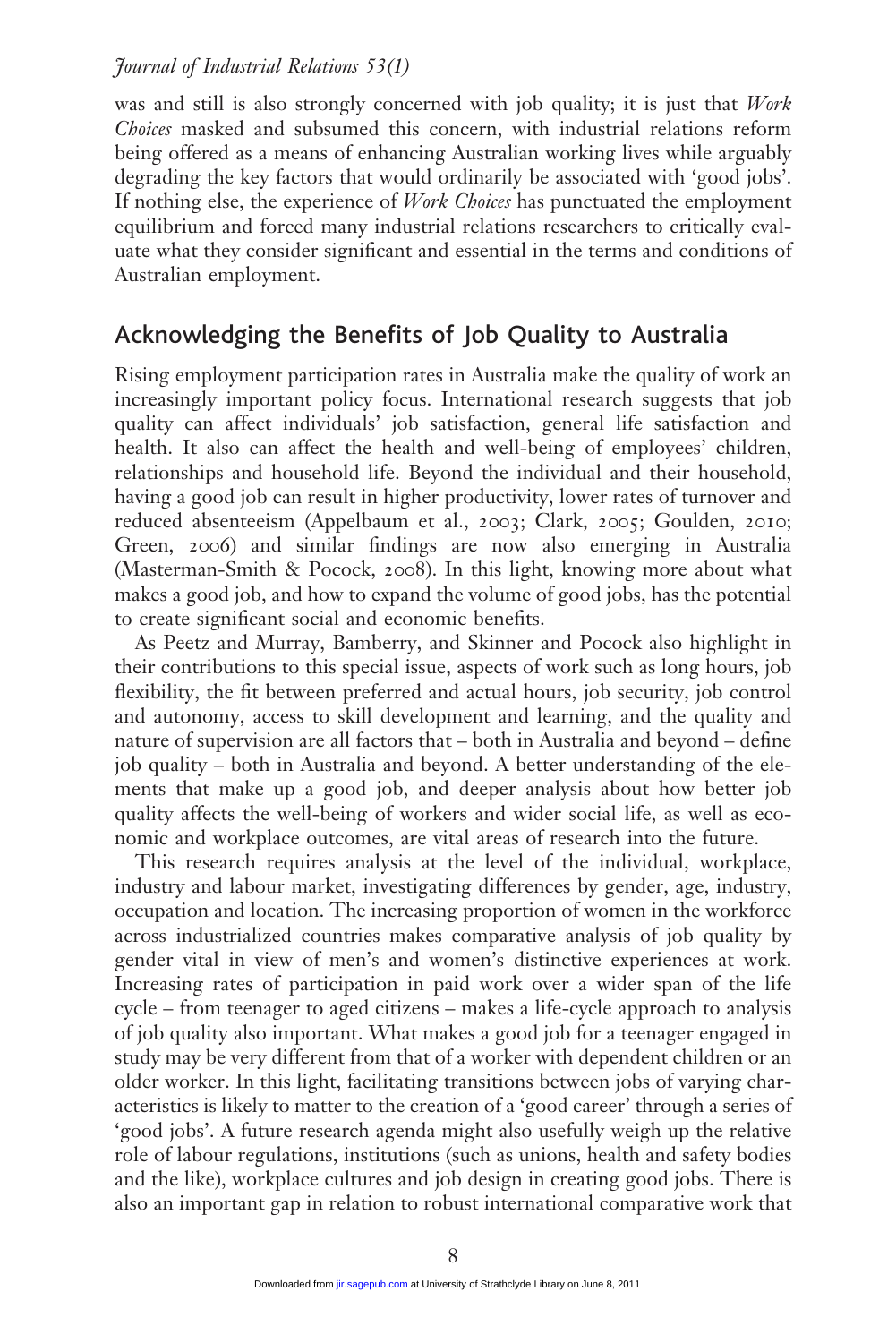was and still is also strongly concerned with job quality; it is just that *Work Choices* masked and subsumed this concern, with industrial relations reform being offered as a means of enhancing Australian working lives while arguably degrading the key factors that would ordinarily be associated with 'good jobs'. If nothing else, the experience of *Work Choices* has punctuated the employment equilibrium and forced many industrial relations researchers to critically evaluate what they consider significant and essential in the terms and conditions of Australian employment.

## Acknowledging the Benefits of Job Quality to Australia

Rising employment participation rates in Australia make the quality of work an increasingly important policy focus. International research suggests that job quality can affect individuals' job satisfaction, general life satisfaction and health. It also can affect the health and well-being of employees' children, relationships and household life. Beyond the individual and their household, having a good job can result in higher productivity, lower rates of turnover and reduced absenteeism (Appelbaum et al., 2003; Clark, 2005; Goulden, 2010; Green, 2006) and similar findings are now also emerging in Australia (Masterman-Smith & Pocock, 2008). In this light, knowing more about what makes a good job, and how to expand the volume of good jobs, has the potential to create significant social and economic benefits.

As Peetz and Murray, Bamberry, and Skinner and Pocock also highlight in their contributions to this special issue, aspects of work such as long hours, job flexibility, the fit between preferred and actual hours, job security, job control and autonomy, access to skill development and learning, and the quality and nature of supervision are all factors that – both in Australia and beyond – define job quality – both in Australia and beyond. A better understanding of the elements that make up a good job, and deeper analysis about how better job quality affects the well-being of workers and wider social life, as well as economic and workplace outcomes, are vital areas of research into the future.

This research requires analysis at the level of the individual, workplace, industry and labour market, investigating differences by gender, age, industry, occupation and location. The increasing proportion of women in the workforce across industrialized countries makes comparative analysis of job quality by gender vital in view of men's and women's distinctive experiences at work. Increasing rates of participation in paid work over a wider span of the life cycle – from teenager to aged citizens – makes a life-cycle approach to analysis of job quality also important. What makes a good job for a teenager engaged in study may be very different from that of a worker with dependent children or an older worker. In this light, facilitating transitions between jobs of varying characteristics is likely to matter to the creation of a 'good career' through a series of 'good jobs'. A future research agenda might also usefully weigh up the relative role of labour regulations, institutions (such as unions, health and safety bodies and the like), workplace cultures and job design in creating good jobs. There is also an important gap in relation to robust international comparative work that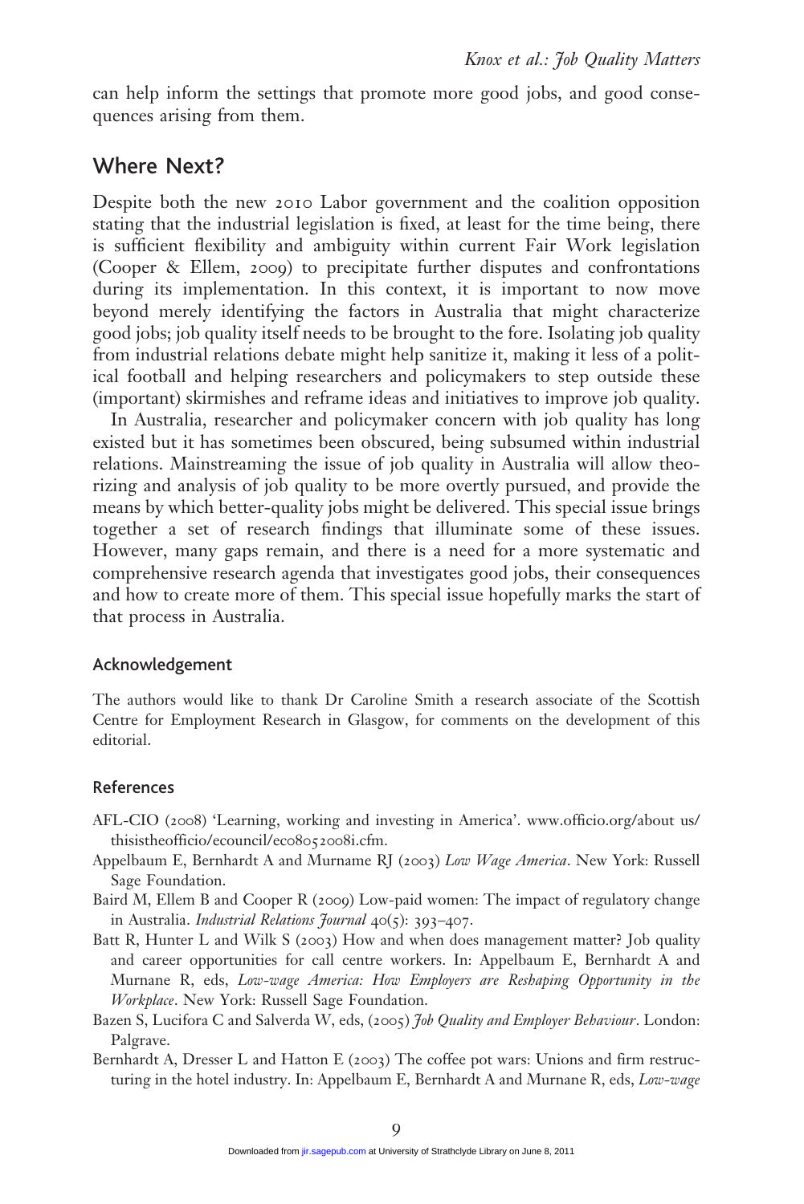can help inform the settings that promote more good jobs, and good consequences arising from them.

## Where Next?

Despite both the new 2010 Labor government and the coalition opposition stating that the industrial legislation is fixed, at least for the time being, there is sufficient flexibility and ambiguity within current Fair Work legislation (Cooper & Ellem, 2009) to precipitate further disputes and confrontations during its implementation. In this context, it is important to now move beyond merely identifying the factors in Australia that might characterize good jobs; job quality itself needs to be brought to the fore. Isolating job quality from industrial relations debate might help sanitize it, making it less of a political football and helping researchers and policymakers to step outside these (important) skirmishes and reframe ideas and initiatives to improve job quality.

In Australia, researcher and policymaker concern with job quality has long existed but it has sometimes been obscured, being subsumed within industrial relations. Mainstreaming the issue of job quality in Australia will allow theorizing and analysis of job quality to be more overtly pursued, and provide the means by which better-quality jobs might be delivered. This special issue brings together a set of research findings that illuminate some of these issues. However, many gaps remain, and there is a need for a more systematic and comprehensive research agenda that investigates good jobs, their consequences and how to create more of them. This special issue hopefully marks the start of that process in Australia.

### Acknowledgement

The authors would like to thank Dr Caroline Smith a research associate of the Scottish Centre for Employment Research in Glasgow, for comments on the development of this editorial.

### References

AFL-CIO (2008) 'Learning, working and investing in America'. www.officio.org/about us/thisistheofficio/ecouncil/ec08052008i.cfm.

Appelbaum E, Bernhardt A and Murname RJ (2003) *Low Wage America*. New York: Russell Sage Foundation.

Baird M, Ellem B and Cooper R (2009) Low-paid women: The impact of regulatory change in Australia. *Industrial Relations Journal* 40(5): 393–407.

Batt R, Hunter L and Wilk S (2003) How and when does management matter? Job quality and career opportunities for call centre workers. In: Appelbaum E, Bernhardt A and Murnane R, eds, *Low-wage America: How Employers are Reshaping Opportunity in the Workplace*. New York: Russell Sage Foundation.

Bazen S, Lucifora C and Salverda W, eds, (2005) *Job Quality and Employer Behaviour*. London: Palgrave.

Bernhardt A, Dresser L and Hatton E (2003) The coffee pot wars: Unions and firm restructuring in the hotel industry. In: Appelbaum E, Bernhardt A and Murnane R, eds, *Low-wage*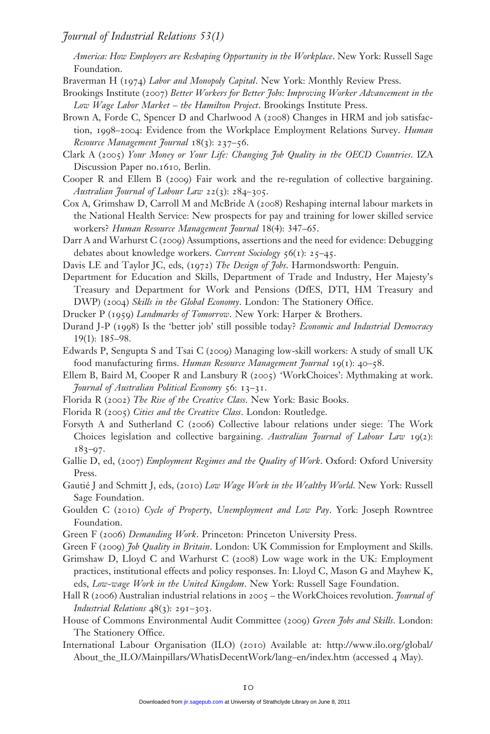*America: How Employers are Reshaping Opportunity in the Workplace*. New York: Russell Sage Foundation.

Braverman H (1974) *Labor and Monopoly Capital*. New York: Monthly Review Press.

Brookings Institute (2007) *Better Workers for Better Jobs: Improving Worker Advancement in the Low Wage Labor Market – the Hamilton Project*. Brookings Institute Press.

Brown A, Forde C, Spencer D and Charlwood A (2008) Changes in HRM and job satisfaction, 1998–2004: Evidence from the Workplace Employment Relations Survey. *Human Resource Management Journal* 18(3): 237–56.

Clark A (2005) *Your Money or Your Life: Changing Job Quality in the OECD Countries*. IZA Discussion Paper no.1610, Berlin.

Cooper R and Ellem B (2009) Fair work and the re-regulation of collective bargaining. *Australian Journal of Labour Law* 22(3): 284–305.

Cox A, Grimshaw D, Carroll M and McBride A (2008) Reshaping internal labour markets in the National Health Service: New prospects for pay and training for lower skilled service workers? *Human Resource Management Journal* 18(4): 347–65.

Darr A and Warhurst C (2009) Assumptions, assertions and the need for evidence: Debugging debates about knowledge workers. *Current Sociology* 56(1): 25–45.

Davis LE and Taylor JC, eds, (1972) *The Design of Jobs*. Harmondsworth: Penguin.

Department for Education and Skills, Department of Trade and Industry, Her Majesty's Treasury and Department for Work and Pensions (DfES, DTI, HM Treasury and DWP) (2004) *Skills in the Global Economy*. London: The Stationery Office.

Drucker P (1959) *Landmarks of Tomorrow*. New York: Harper & Brothers.

Durand J-P (1998) Is the 'better job' still possible today? *Economic and Industrial Democracy* 19(1): 185–98.

Edwards P, Sengupta S and Tsai C (2009) Managing low-skill workers: A study of small UK food manufacturing firms. *Human Resource Management Journal* 19(1): 40–58.

Ellem B, Baird M, Cooper R and Lansbury R (2005) 'WorkChoices': Mythmaking at work. *Journal of Australian Political Economy* 56: 13–31.

Florida R (2002) *The Rise of the Creative Class*. New York: Basic Books.

Florida R (2005) *Cities and the Creative Class*. London: Routledge.

Forsyth A and Sutherland C (2006) Collective labour relations under siege: The Work Choices legislation and collective bargaining. *Australian Journal of Labour Law* 19(2): 183–97.

Gallie D, ed, (2007) *Employment Regimes and the Quality of Work*. Oxford: Oxford University Press.

Gautié J and Schmitt J, eds, (2010) *Low Wage Work in the Wealthy World*. New York: Russell Sage Foundation.

Goulden C (2010) *Cycle of Property, Unemployment and Low Pay*. York: Joseph Rowntree Foundation.

Green F (2006) *Demanding Work*. Princeton: Princeton University Press.

Green F (2009) *Job Quality in Britain*. London: UK Commission for Employment and Skills.

Grimshaw D, Lloyd C and Warhurst C (2008) Low wage work in the UK: Employment practices, institutional effects and policy responses. In: Lloyd C, Mason G and Mayhew K, eds, *Low-wage Work in the United Kingdom*. New York: Russell Sage Foundation.

Hall R (2006) Australian industrial relations in 2005 – the WorkChoices revolution. *Journal of Industrial Relations* 48(3): 291–303.

House of Commons Environmental Audit Committee (2009) *Green Jobs and Skills*. London: The Stationery Office.

International Labour Organisation (ILO) (2010) Available at: http://www.ilo.org/global/About_the_ILO/Mainpillars/WhatisDecentWork/lang–en/index.htm (accessed 4 May).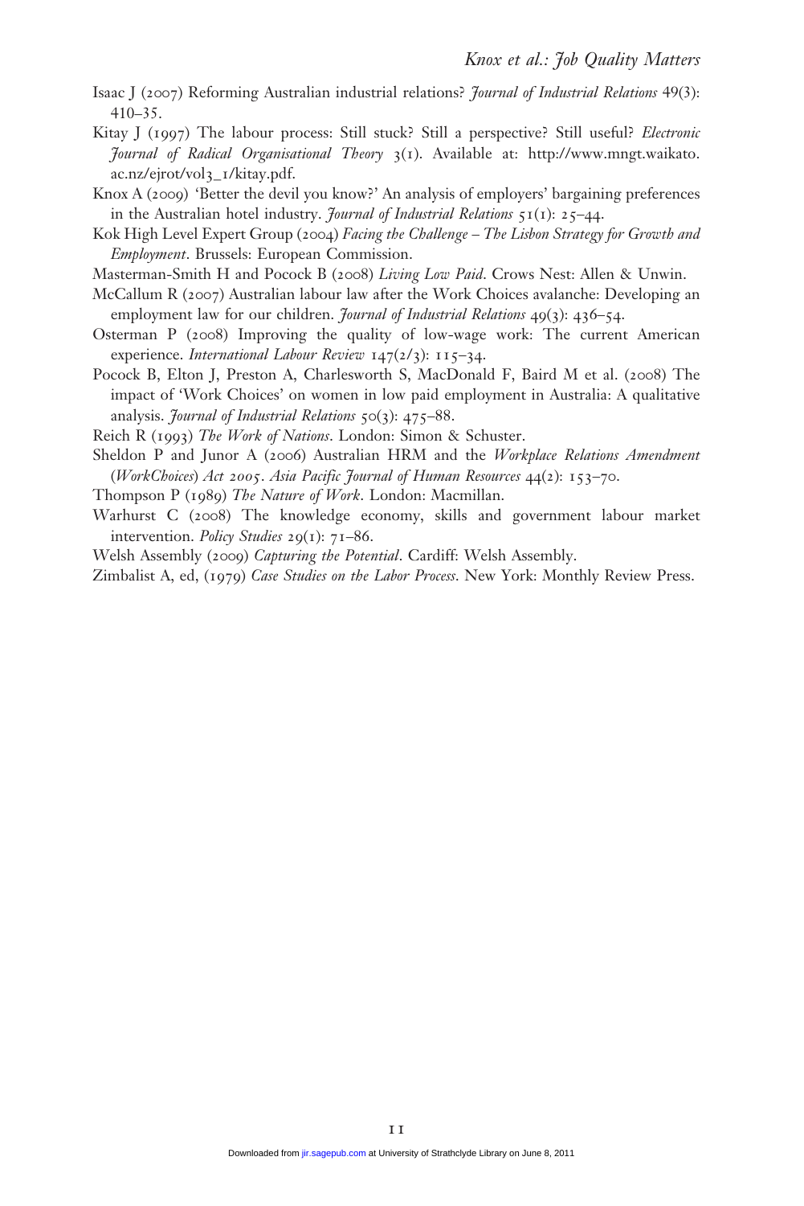Isaac J (2007) Reforming Australian industrial relations? *Journal of Industrial Relations* 49(3): 410–35.

Kitay J (1997) The labour process: Still stuck? Still a perspective? Still useful? *Electronic Journal of Radical Organisational Theory* 3(1). Available at: http://www.mngt.waikato.ac.nz/ejrot/vol3_1/kitay.pdf.

Knox A (2009) 'Better the devil you know?' An analysis of employers' bargaining preferences in the Australian hotel industry. *Journal of Industrial Relations* 51(1): 25–44.

Kok High Level Expert Group (2004) *Facing the Challenge – The Lisbon Strategy for Growth and Employment*. Brussels: European Commission.

Masterman-Smith H and Pocock B (2008) *Living Low Paid*. Crows Nest: Allen & Unwin.

McCallum R (2007) Australian labour law after the Work Choices avalanche: Developing an employment law for our children. *Journal of Industrial Relations* 49(3): 436–54.

Osterman P (2008) Improving the quality of low-wage work: The current American experience. *International Labour Review* 147(2/3): 115–34.

Pocock B, Elton J, Preston A, Charlesworth S, MacDonald F, Baird M et al. (2008) The impact of 'Work Choices' on women in low paid employment in Australia: A qualitative analysis. *Journal of Industrial Relations* 50(3): 475–88.

Reich R (1993) *The Work of Nations*. London: Simon & Schuster.

Sheldon P and Junor A (2006) Australian HRM and the *Workplace Relations Amendment (WorkChoices) Act 2005*. *Asia Pacific Journal of Human Resources* 44(2): 153–70.

Thompson P (1989) *The Nature of Work*. London: Macmillan.

Warhurst C (2008) The knowledge economy, skills and government labour market intervention. *Policy Studies* 29(1): 71–86.

Welsh Assembly (2009) *Capturing the Potential*. Cardiff: Welsh Assembly.

Zimbalist A, ed, (1979) *Case Studies on the Labor Process*. New York: Monthly Review Press.